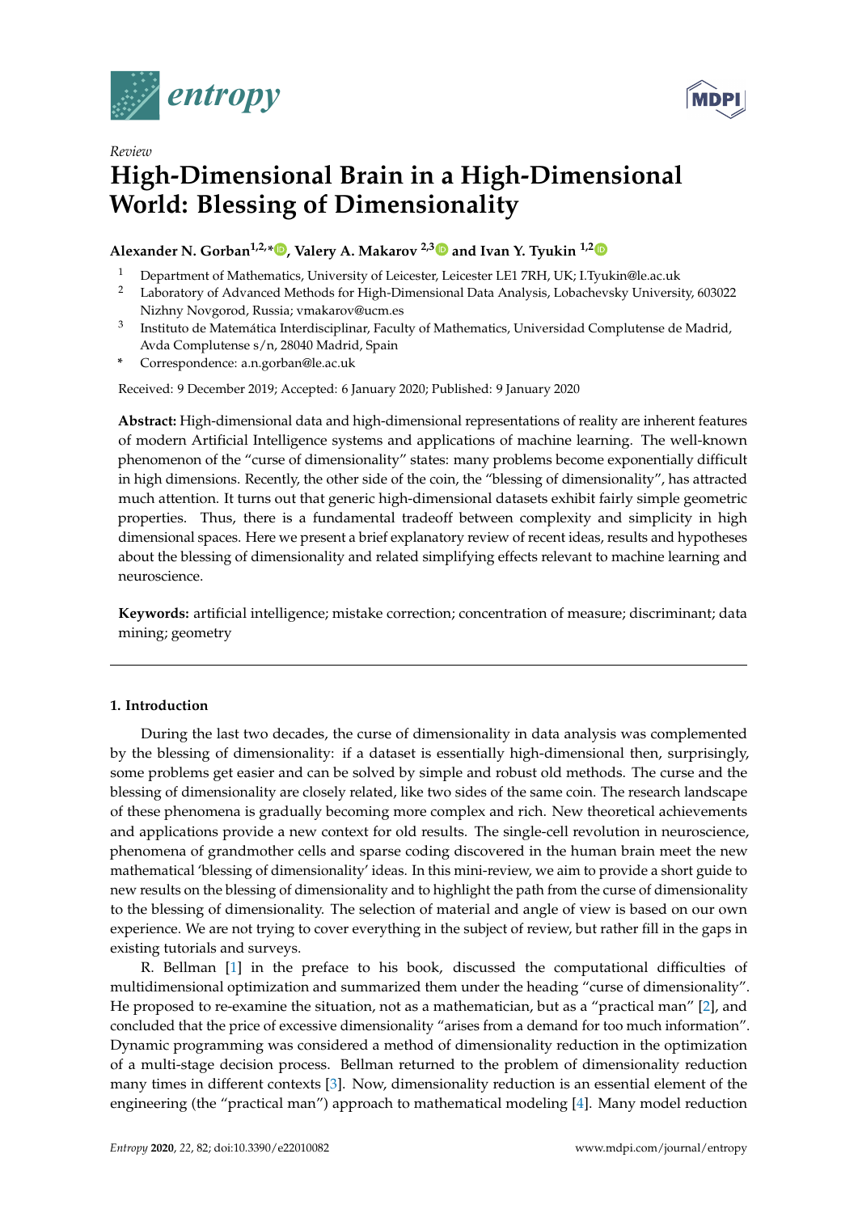*Review*

# High-Dimensional Brain in a High-Dimensional World: Blessing of Dimensionality

**Alexander N. Gorban[1,2,*], Valery A. Makarov[2,3] and Ivan Y. Tyukin[1,2]**

1. Department of Mathematics, University of Leicester, Leicester LE1 7RH, UK; I.Tyukin@le.ac.uk
2. Laboratory of Advanced Methods for High-Dimensional Data Analysis, Lobachevsky University, 603022 Nizhny Novgorod, Russia; vmakarov@ucm.es
3. Instituto de Matemática Interdisciplinar, Faculty of Mathematics, Universidad Complutense de Madrid, Avda Complutense s/n, 28040 Madrid, Spain

\* Correspondence: a.n.gorban@le.ac.uk

Received: 9 December 2019; Accepted: 6 January 2020; Published: 9 January 2020

**Abstract:** High-dimensional data and high-dimensional representations of reality are inherent features of modern Artificial Intelligence systems and applications of machine learning. The well-known phenomenon of the "curse of dimensionality" states: many problems become exponentially difficult in high dimensions. Recently, the other side of the coin, the "blessing of dimensionality", has attracted much attention. It turns out that generic high-dimensional datasets exhibit fairly simple geometric properties. Thus, there is a fundamental tradeoff between complexity and simplicity in high dimensional spaces. Here we present a brief explanatory review of recent ideas, results and hypotheses about the blessing of dimensionality and related simplifying effects relevant to machine learning and neuroscience.

**Keywords:** artificial intelligence; mistake correction; concentration of measure; discriminant; data mining; geometry

## 1. Introduction

During the last two decades, the curse of dimensionality in data analysis was complemented by the blessing of dimensionality: if a dataset is essentially high-dimensional then, surprisingly, some problems get easier and can be solved by simple and robust old methods. The curse and the blessing of dimensionality are closely related, like two sides of the same coin. The research landscape of these phenomena is gradually becoming more complex and rich. New theoretical achievements and applications provide a new context for old results. The single-cell revolution in neuroscience, phenomena of grandmother cells and sparse coding discovered in the human brain meet the new mathematical 'blessing of dimensionality' ideas. In this mini-review, we aim to provide a short guide to new results on the blessing of dimensionality and to highlight the path from the curse of dimensionality to the blessing of dimensionality. The selection of material and angle of view is based on our own experience. We are not trying to cover everything in the subject of review, but rather fill in the gaps in existing tutorials and surveys.

R. Bellman [1] in the preface to his book, discussed the computational difficulties of multidimensional optimization and summarized them under the heading "curse of dimensionality". He proposed to re-examine the situation, not as a mathematician, but as a "practical man" [2], and concluded that the price of excessive dimensionality "arises from a demand for too much information". Dynamic programming was considered a method of dimensionality reduction in the optimization of a multi-stage decision process. Bellman returned to the problem of dimensionality reduction many times in different contexts [3]. Now, dimensionality reduction is an essential element of the engineering (the "practical man") approach to mathematical modeling [4]. Many model reduction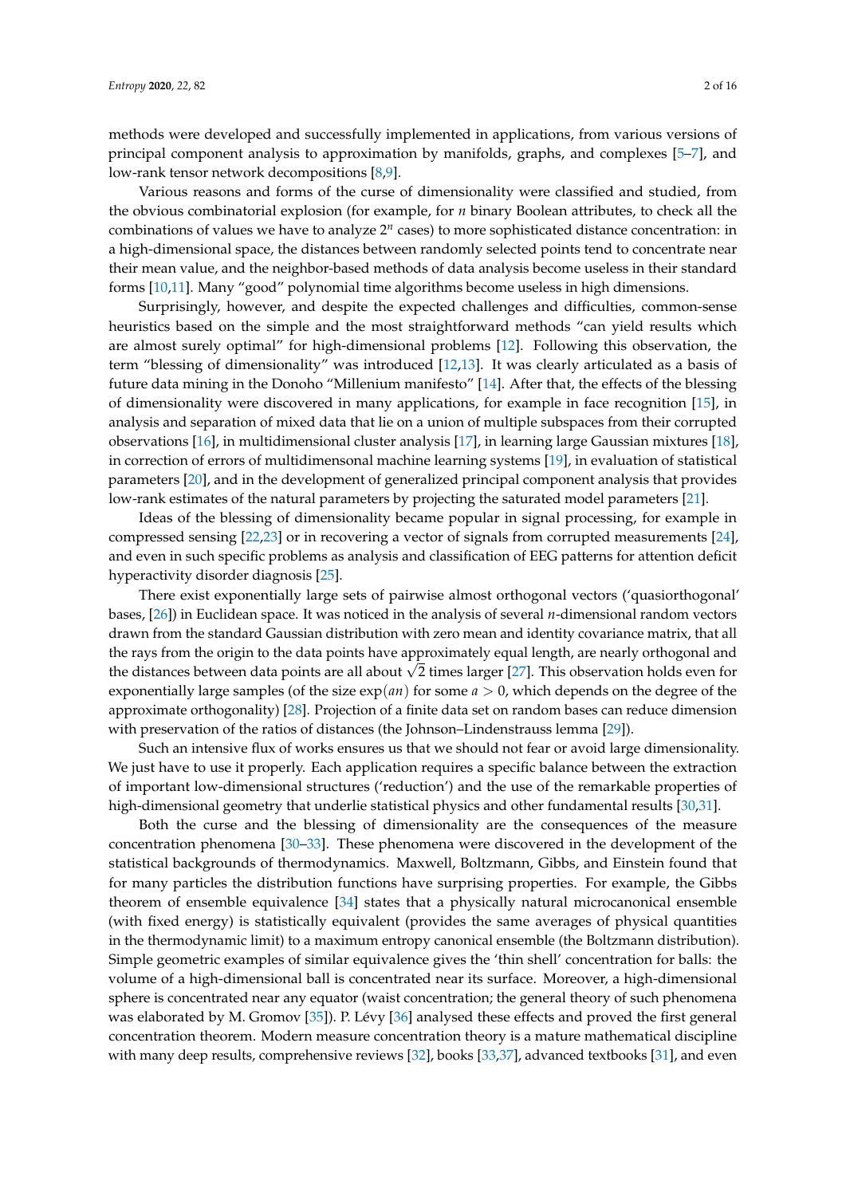methods were developed and successfully implemented in applications, from various versions of principal component analysis to approximation by manifolds, graphs, and complexes [5–7], and low-rank tensor network decompositions [8,9].

Various reasons and forms of the curse of dimensionality were classified and studied, from the obvious combinatorial explosion (for example, for $n$ binary Boolean attributes, to check all the combinations of values we have to analyze $2^n$ cases) to more sophisticated distance concentration: in a high-dimensional space, the distances between randomly selected points tend to concentrate near their mean value, and the neighbor-based methods of data analysis become useless in their standard forms [10,11]. Many "good" polynomial time algorithms become useless in high dimensions.

Surprisingly, however, and despite the expected challenges and difficulties, common-sense heuristics based on the simple and the most straightforward methods "can yield results which are almost surely optimal" for high-dimensional problems [12]. Following this observation, the term "blessing of dimensionality" was introduced [12,13]. It was clearly articulated as a basis of future data mining in the Donoho "Millenium manifesto" [14]. After that, the effects of the blessing of dimensionality were discovered in many applications, for example in face recognition [15], in analysis and separation of mixed data that lie on a union of multiple subspaces from their corrupted observations [16], in multidimensional cluster analysis [17], in learning large Gaussian mixtures [18], in correction of errors of multidimensonal machine learning systems [19], in evaluation of statistical parameters [20], and in the development of generalized principal component analysis that provides low-rank estimates of the natural parameters by projecting the saturated model parameters [21].

Ideas of the blessing of dimensionality became popular in signal processing, for example in compressed sensing [22,23] or in recovering a vector of signals from corrupted measurements [24], and even in such specific problems as analysis and classification of EEG patterns for attention deficit hyperactivity disorder diagnosis [25].

There exist exponentially large sets of pairwise almost orthogonal vectors ('quasiorthogonal' bases, [26]) in Euclidean space. It was noticed in the analysis of several $n$-dimensional random vectors drawn from the standard Gaussian distribution with zero mean and identity covariance matrix, that all the rays from the origin to the data points have approximately equal length, are nearly orthogonal and the distances between data points are all about $\sqrt{2}$ times larger [27]. This observation holds even for exponentially large samples (of the size $\exp(an)$ for some $a > 0$, which depends on the degree of the approximate orthogonality) [28]. Projection of a finite data set on random bases can reduce dimension with preservation of the ratios of distances (the Johnson–Lindenstrauss lemma [29]).

Such an intensive flux of works ensures us that we should not fear or avoid large dimensionality. We just have to use it properly. Each application requires a specific balance between the extraction of important low-dimensional structures ('reduction') and the use of the remarkable properties of high-dimensional geometry that underlie statistical physics and other fundamental results [30,31].

Both the curse and the blessing of dimensionality are the consequences of the measure concentration phenomena [30–33]. These phenomena were discovered in the development of the statistical backgrounds of thermodynamics. Maxwell, Boltzmann, Gibbs, and Einstein found that for many particles the distribution functions have surprising properties. For example, the Gibbs theorem of ensemble equivalence [34] states that a physically natural microcanonical ensemble (with fixed energy) is statistically equivalent (provides the same averages of physical quantities in the thermodynamic limit) to a maximum entropy canonical ensemble (the Boltzmann distribution). Simple geometric examples of similar equivalence gives the 'thin shell' concentration for balls: the volume of a high-dimensional ball is concentrated near its surface. Moreover, a high-dimensional sphere is concentrated near any equator (waist concentration; the general theory of such phenomena was elaborated by M. Gromov [35]). P. Lévy [36] analysed these effects and proved the first general concentration theorem. Modern measure concentration theory is a mature mathematical discipline with many deep results, comprehensive reviews [32], books [33,37], advanced textbooks [31], and even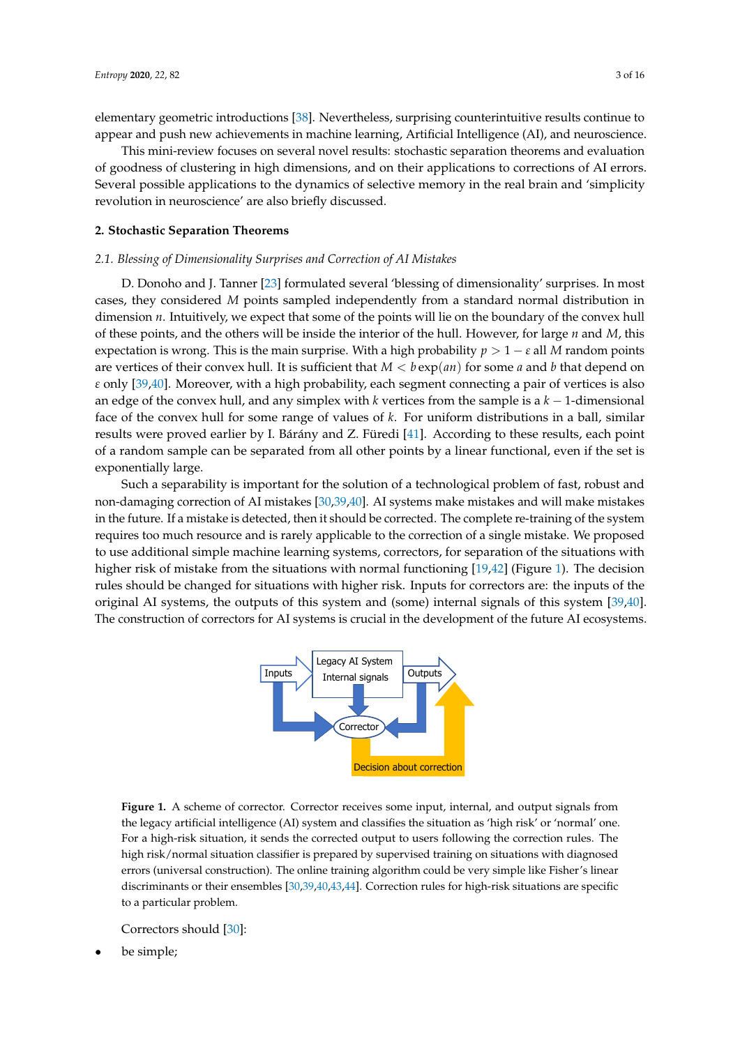elementary geometric introductions [38]. Nevertheless, surprising counterintuitive results continue to appear and push new achievements in machine learning, Artificial Intelligence (AI), and neuroscience.

This mini-review focuses on several novel results: stochastic separation theorems and evaluation of goodness of clustering in high dimensions, and on their applications to corrections of AI errors. Several possible applications to the dynamics of selective memory in the real brain and 'simplicity revolution in neuroscience' are also briefly discussed.

## 2. Stochastic Separation Theorems

### *2.1. Blessing of Dimensionality Surprises and Correction of AI Mistakes*

D. Donoho and J. Tanner [23] formulated several 'blessing of dimensionality' surprises. In most cases, they considered $M$ points sampled independently from a standard normal distribution in dimension $n$. Intuitively, we expect that some of the points will lie on the boundary of the convex hull of these points, and the others will be inside the interior of the hull. However, for large $n$ and $M$, this expectation is wrong. This is the main surprise. With a high probability $p > 1 - \varepsilon$ all $M$ random points are vertices of their convex hull. It is sufficient that $M < b\exp(an)$ for some $a$ and $b$ that depend on $\varepsilon$ only [39,40]. Moreover, with a high probability, each segment connecting a pair of vertices is also an edge of the convex hull, and any simplex with $k$ vertices from the sample is a $k-1$-dimensional face of the convex hull for some range of values of $k$. For uniform distributions in a ball, similar results were proved earlier by I. Bárány and Z. Füredi [41]. According to these results, each point of a random sample can be separated from all other points by a linear functional, even if the set is exponentially large.

Such a separability is important for the solution of a technological problem of fast, robust and non-damaging correction of AI mistakes [30,39,40]. AI systems make mistakes and will make mistakes in the future. If a mistake is detected, then it should be corrected. The complete re-training of the system requires too much resource and is rarely applicable to the correction of a single mistake. We proposed to use additional simple machine learning systems, correctors, for separation of the situations with higher risk of mistake from the situations with normal functioning [19,42] (Figure 1). The decision rules should be changed for situations with higher risk. Inputs for correctors are: the inputs of the original AI systems, the outputs of this system and (some) internal signals of this system [39,40]. The construction of correctors for AI systems is crucial in the development of the future AI ecosystems.

**Figure 1.** A scheme of corrector. Corrector receives some input, internal, and output signals from the legacy artificial intelligence (AI) system and classifies the situation as 'high risk' or 'normal' one. For a high-risk situation, it sends the corrected output to users following the correction rules. The high risk/normal situation classifier is prepared by supervised training on situations with diagnosed errors (universal construction). The online training algorithm could be very simple like Fisher's linear discriminants or their ensembles [30,39,40,43,44]. Correction rules for high-risk situations are specific to a particular problem.

Correctors should [30]:

- be simple;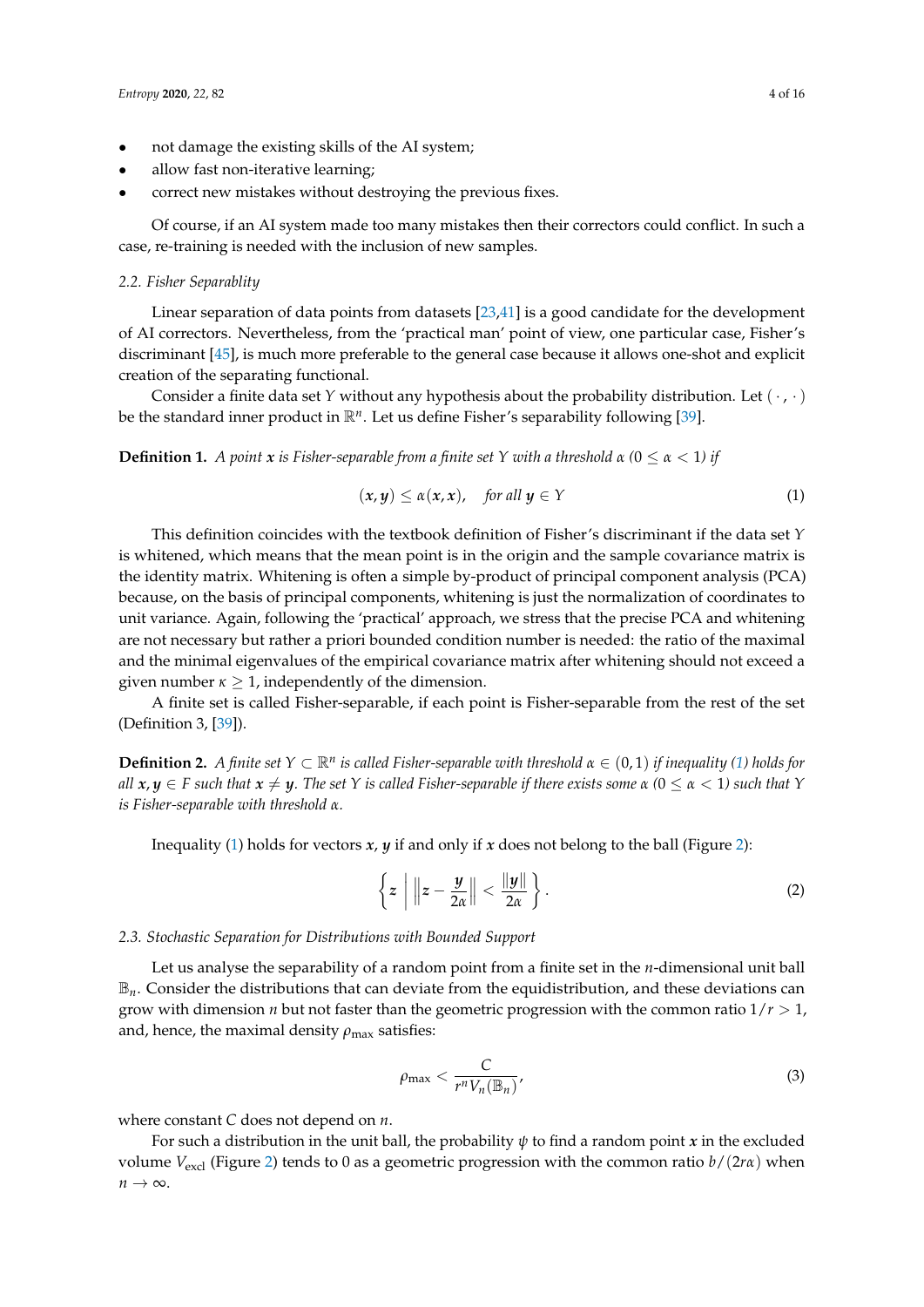- not damage the existing skills of the AI system;
- allow fast non-iterative learning;
- correct new mistakes without destroying the previous fixes.

Of course, if an AI system made too many mistakes then their correctors could conflict. In such a case, re-training is needed with the inclusion of new samples.

### 2.2. Fisher Separablity

Linear separation of data points from datasets [23,41] is a good candidate for the development of AI correctors. Nevertheless, from the 'practical man' point of view, one particular case, Fisher's discriminant [45], is much more preferable to the general case because it allows one-shot and explicit creation of the separating functional.

Consider a finite data set $Y$ without any hypothesis about the probability distribution. Let $(\cdot,\cdot)$ be the standard inner product in $\mathbb{R}^n$. Let us define Fisher's separability following [39].

**Definition 1.** *A point $\boldsymbol{x}$ is Fisher-separable from a finite set $Y$ with a threshold $\alpha$ ($0 \le \alpha < 1$) if*

$$(\boldsymbol{x},\boldsymbol{y}) \le \alpha(\boldsymbol{x},\boldsymbol{x}), \quad \text{for all } \boldsymbol{y} \in Y \tag{1}$$

This definition coincides with the textbook definition of Fisher's discriminant if the data set $Y$ is whitened, which means that the mean point is in the origin and the sample covariance matrix is the identity matrix. Whitening is often a simple by-product of principal component analysis (PCA) because, on the basis of principal components, whitening is just the normalization of coordinates to unit variance. Again, following the 'practical' approach, we stress that the precise PCA and whitening are not necessary but rather a priori bounded condition number is needed: the ratio of the maximal and the minimal eigenvalues of the empirical covariance matrix after whitening should not exceed a given number $\kappa \ge 1$, independently of the dimension.

A finite set is called Fisher-separable, if each point is Fisher-separable from the rest of the set (Definition 3, [39]).

**Definition 2.** *A finite set $Y \subset \mathbb{R}^n$ is called Fisher-separable with threshold $\alpha \in (0,1)$ if inequality (1) holds for all $\boldsymbol{x},\boldsymbol{y} \in F$ such that $\boldsymbol{x} \ne \boldsymbol{y}$. The set $Y$ is called Fisher-separable if there exists some $\alpha$ ($0 \le \alpha < 1$) such that $Y$ is Fisher-separable with threshold $\alpha$.*

Inequality (1) holds for vectors $\boldsymbol{x},\boldsymbol{y}$ if and only if $\boldsymbol{x}$ does not belong to the ball (Figure 2):

$$\left\{ \boldsymbol{z} \;\middle|\; \left\| \boldsymbol{z} - \frac{\boldsymbol{y}}{2\alpha} \right\| < \frac{\|\boldsymbol{y}\|}{2\alpha} \right\}. \tag{2}$$

### 2.3. Stochastic Separation for Distributions with Bounded Support

Let us analyse the separability of a random point from a finite set in the $n$-dimensional unit ball $\mathbb{B}_n$. Consider the distributions that can deviate from the equidistribution, and these deviations can grow with dimension $n$ but not faster than the geometric progression with the common ratio $1/r > 1$, and, hence, the maximal density $\rho_{\max}$ satisfies:

$$\rho_{\max} < \frac{C}{r^n V_n(\mathbb{B}_n)}, \tag{3}$$

where constant $C$ does not depend on $n$.

For such a distribution in the unit ball, the probability $\psi$ to find a random point $\boldsymbol{x}$ in the excluded volume $V_{\text{excl}}$ (Figure 2) tends to 0 as a geometric progression with the common ratio $b/(2r\alpha)$ when $n \to \infty$.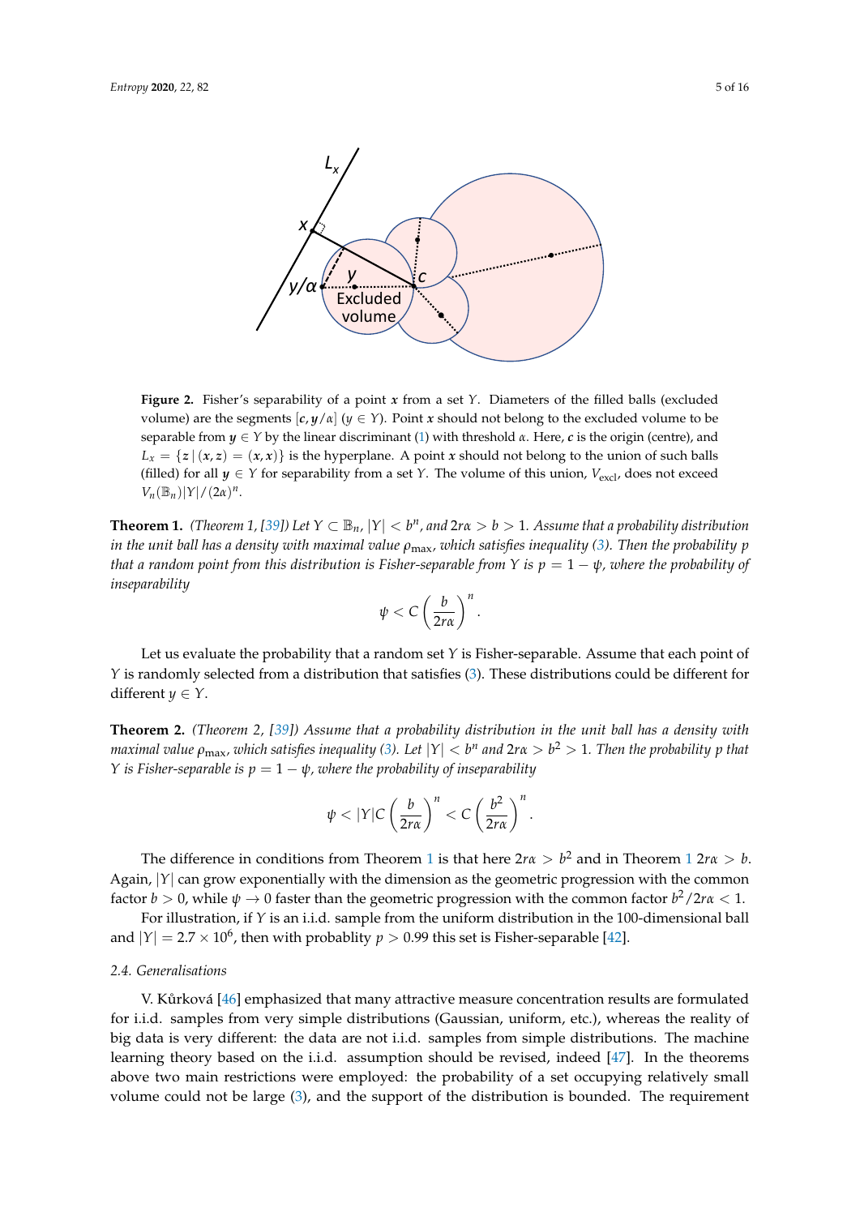**Figure 2.** Fisher's separability of a point $\boldsymbol{x}$ from a set $Y$. Diameters of the filled balls (excluded volume) are the segments $[\boldsymbol{c}, \boldsymbol{y}/\alpha]$ ($\boldsymbol{y} \in Y$). Point $\boldsymbol{x}$ should not belong to the excluded volume to be separable from $\boldsymbol{y} \in Y$ by the linear discriminant (1) with threshold $\alpha$. Here, $\boldsymbol{c}$ is the origin (centre), and $L_x = \{\boldsymbol{z} \,|\, (\boldsymbol{x}, \boldsymbol{z}) = (\boldsymbol{x}, \boldsymbol{x})\}$ is the hyperplane. A point $\boldsymbol{x}$ should not belong to the union of such balls (filled) for all $\boldsymbol{y} \in Y$ for separability from a set $Y$. The volume of this union, $V_{\text{excl}}$, does not exceed $V_n(\mathbb{B}_n)|Y|/(2\alpha)^n$.

**Theorem 1.** *(Theorem 1, [39]) Let $Y \subset \mathbb{B}_n$, $|Y| < b^n$, and $2r\alpha > b > 1$. Assume that a probability distribution in the unit ball has a density with maximal value $\rho_{\max}$, which satisfies inequality (3). Then the probability $p$ that a random point from this distribution is Fisher-separable from $Y$ is $p = 1 - \psi$, where the probability of inseparability*

$$\psi < C\left(\frac{b}{2r\alpha}\right)^n.$$

Let us evaluate the probability that a random set $Y$ is Fisher-separable. Assume that each point of $Y$ is randomly selected from a distribution that satisfies (3). These distributions could be different for different $y \in Y$.

**Theorem 2.** *(Theorem 2, [39]) Assume that a probability distribution in the unit ball has a density with maximal value $\rho_{\max}$, which satisfies inequality (3). Let $|Y| < b^n$ and $2r\alpha > b^2 > 1$. Then the probability $p$ that $Y$ is Fisher-separable is $p = 1 - \psi$, where the probability of inseparability*

$$\psi < |Y| C\left(\frac{b}{2r\alpha}\right)^n < C\left(\frac{b^2}{2r\alpha}\right)^n.$$

The difference in conditions from Theorem 1 is that here $2r\alpha > b^2$ and in Theorem 1 $2r\alpha > b$. Again, $|Y|$ can grow exponentially with the dimension as the geometric progression with the common factor $b > 0$, while $\psi \to 0$ faster than the geometric progression with the common factor $b^2/2r\alpha < 1$.

For illustration, if $Y$ is an i.i.d. sample from the uniform distribution in the 100-dimensional ball and $|Y| = 2.7 \times 10^6$, then with probablity $p > 0.99$ this set is Fisher-separable [42].

### 2.4. Generalisations

V. Kůrková [46] emphasized that many attractive measure concentration results are formulated for i.i.d. samples from very simple distributions (Gaussian, uniform, etc.), whereas the reality of big data is very different: the data are not i.i.d. samples from simple distributions. The machine learning theory based on the i.i.d. assumption should be revised, indeed [47]. In the theorems above two main restrictions were employed: the probability of a set occupying relatively small volume could not be large (3), and the support of the distribution is bounded. The requirement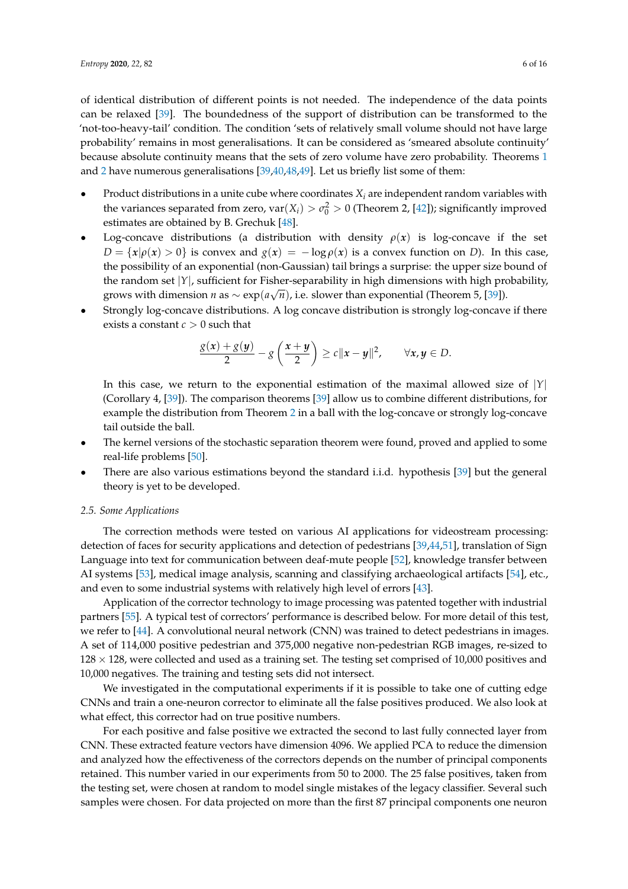of identical distribution of different points is not needed. The independence of the data points can be relaxed [39]. The boundedness of the support of distribution can be transformed to the 'not-too-heavy-tail' condition. The condition 'sets of relatively small volume should not have large probability' remains in most generalisations. It can be considered as 'smeared absolute continuity' because absolute continuity means that the sets of zero volume have zero probability. Theorems 1 and 2 have numerous generalisations [39,40,48,49]. Let us briefly list some of them:

- Product distributions in a unite cube where coordinates $X_i$ are independent random variables with the variances separated from zero, $\mathrm{var}(X_i) > \sigma_0^2 > 0$ (Theorem 2, [42]); significantly improved estimates are obtained by B. Grechuk [48].
- Log-concave distributions (a distribution with density $\rho(\boldsymbol{x})$ is log-concave if the set $D = \{\boldsymbol{x}|\rho(\boldsymbol{x}) > 0\}$ is convex and $g(\boldsymbol{x}) = -\log \rho(\boldsymbol{x})$ is a convex function on $D$). In this case, the possibility of an exponential (non-Gaussian) tail brings a surprise: the upper size bound of the random set $|Y|$, sufficient for Fisher-separability in high dimensions with high probability, grows with dimension $n$ as $\sim \exp(a\sqrt{n})$, i.e. slower than exponential (Theorem 5, [39]).
- Strongly log-concave distributions. A log concave distribution is strongly log-concave if there exists a constant $c > 0$ such that

$$\frac{g(\boldsymbol{x}) + g(\boldsymbol{y})}{2} - g\left(\frac{\boldsymbol{x} + \boldsymbol{y}}{2}\right) \geq c\|\boldsymbol{x} - \boldsymbol{y}\|^2, \qquad \forall \boldsymbol{x}, \boldsymbol{y} \in D.$$

  In this case, we return to the exponential estimation of the maximal allowed size of $|Y|$ (Corollary 4, [39]). The comparison theorems [39] allow us to combine different distributions, for example the distribution from Theorem 2 in a ball with the log-concave or strongly log-concave tail outside the ball.
- The kernel versions of the stochastic separation theorem were found, proved and applied to some real-life problems [50].
- There are also various estimations beyond the standard i.i.d. hypothesis [39] but the general theory is yet to be developed.

### 2.5. Some Applications

The correction methods were tested on various AI applications for videostream processing: detection of faces for security applications and detection of pedestrians [39,44,51], translation of Sign Language into text for communication between deaf-mute people [52], knowledge transfer between AI systems [53], medical image analysis, scanning and classifying archaeological artifacts [54], etc., and even to some industrial systems with relatively high level of errors [43].

Application of the corrector technology to image processing was patented together with industrial partners [55]. A typical test of correctors' performance is described below. For more detail of this test, we refer to [44]. A convolutional neural network (CNN) was trained to detect pedestrians in images. A set of 114,000 positive pedestrian and 375,000 negative non-pedestrian RGB images, re-sized to $128 \times 128$, were collected and used as a training set. The testing set comprised of 10,000 positives and 10,000 negatives. The training and testing sets did not intersect.

We investigated in the computational experiments if it is possible to take one of cutting edge CNNs and train a one-neuron corrector to eliminate all the false positives produced. We also look at what effect, this corrector had on true positive numbers.

For each positive and false positive we extracted the second to last fully connected layer from CNN. These extracted feature vectors have dimension 4096. We applied PCA to reduce the dimension and analyzed how the effectiveness of the correctors depends on the number of principal components retained. This number varied in our experiments from 50 to 2000. The 25 false positives, taken from the testing set, were chosen at random to model single mistakes of the legacy classifier. Several such samples were chosen. For data projected on more than the first 87 principal components one neuron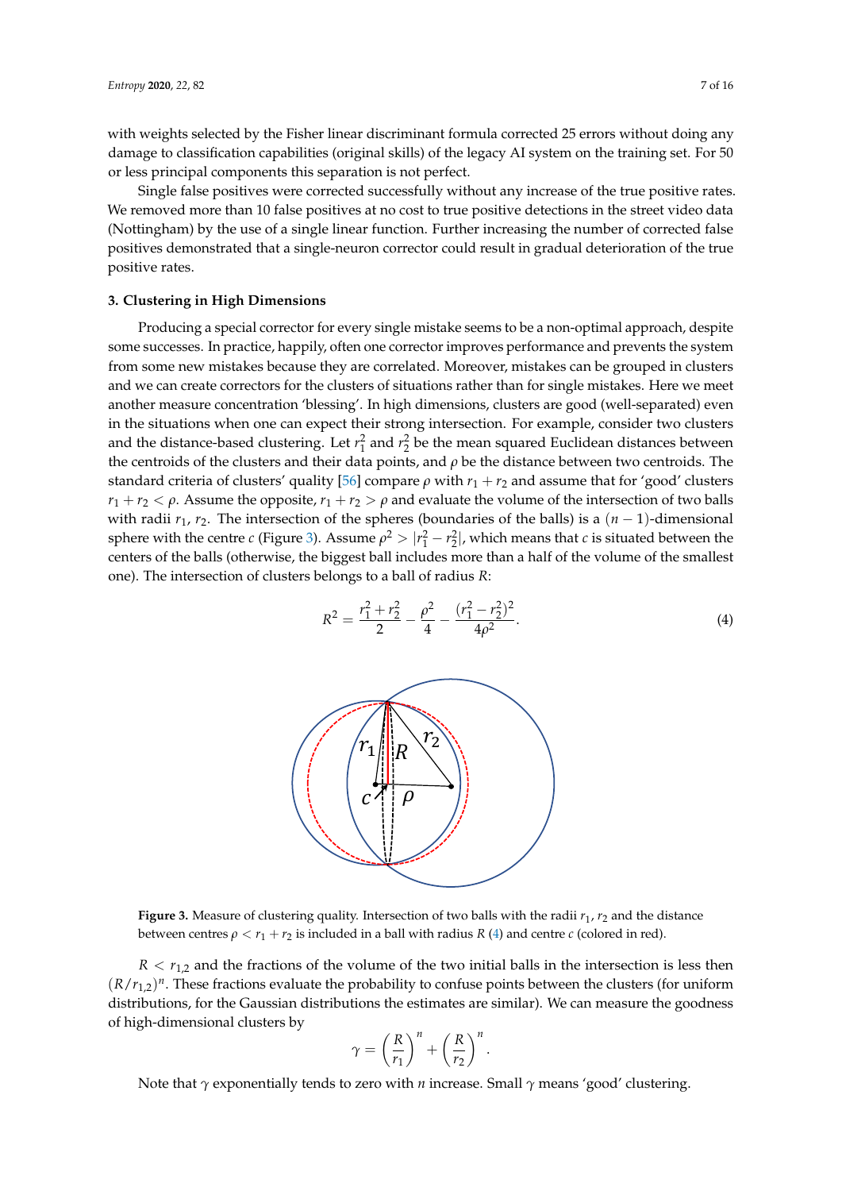with weights selected by the Fisher linear discriminant formula corrected 25 errors without doing any damage to classification capabilities (original skills) of the legacy AI system on the training set. For 50 or less principal components this separation is not perfect.

Single false positives were corrected successfully without any increase of the true positive rates. We removed more than 10 false positives at no cost to true positive detections in the street video data (Nottingham) by the use of a single linear function. Further increasing the number of corrected false positives demonstrated that a single-neuron corrector could result in gradual deterioration of the true positive rates.

### 3. Clustering in High Dimensions

Producing a special corrector for every single mistake seems to be a non-optimal approach, despite some successes. In practice, happily, often one corrector improves performance and prevents the system from some new mistakes because they are correlated. Moreover, mistakes can be grouped in clusters and we can create correctors for the clusters of situations rather than for single mistakes. Here we meet another measure concentration 'blessing'. In high dimensions, clusters are good (well-separated) even in the situations when one can expect their strong intersection. For example, consider two clusters and the distance-based clustering. Let $r_1^2$ and $r_2^2$ be the mean squared Euclidean distances between the centroids of the clusters and their data points, and $\rho$ be the distance between two centroids. The standard criteria of clusters' quality [56] compare $\rho$ with $r_1 + r_2$ and assume that for 'good' clusters $r_1 + r_2 < \rho$. Assume the opposite, $r_1 + r_2 > \rho$ and evaluate the volume of the intersection of two balls with radii $r_1$, $r_2$. The intersection of the spheres (boundaries of the balls) is a $(n-1)$-dimensional sphere with the centre $c$ (Figure 3). Assume $\rho^2 > |r_1^2 - r_2^2|$, which means that $c$ is situated between the centers of the balls (otherwise, the biggest ball includes more than a half of the volume of the smallest one). The intersection of clusters belongs to a ball of radius $R$:

$$R^2 = \frac{r_1^2 + r_2^2}{2} - \frac{\rho^2}{4} - \frac{(r_1^2 - r_2^2)^2}{4\rho^2}. \quad (4)$$

**Figure 3.** Measure of clustering quality. Intersection of two balls with the radii $r_1$, $r_2$ and the distance between centres $\rho < r_1 + r_2$ is included in a ball with radius $R$ (4) and centre $c$ (colored in red).

$R < r_{1,2}$ and the fractions of the volume of the two initial balls in the intersection is less then $(R/r_{1,2})^n$. These fractions evaluate the probability to confuse points between the clusters (for uniform distributions, for the Gaussian distributions the estimates are similar). We can measure the goodness of high-dimensional clusters by

$$\gamma = \left(\frac{R}{r_1}\right)^n + \left(\frac{R}{r_2}\right)^n.$$

Note that $\gamma$ exponentially tends to zero with $n$ increase. Small $\gamma$ means 'good' clustering.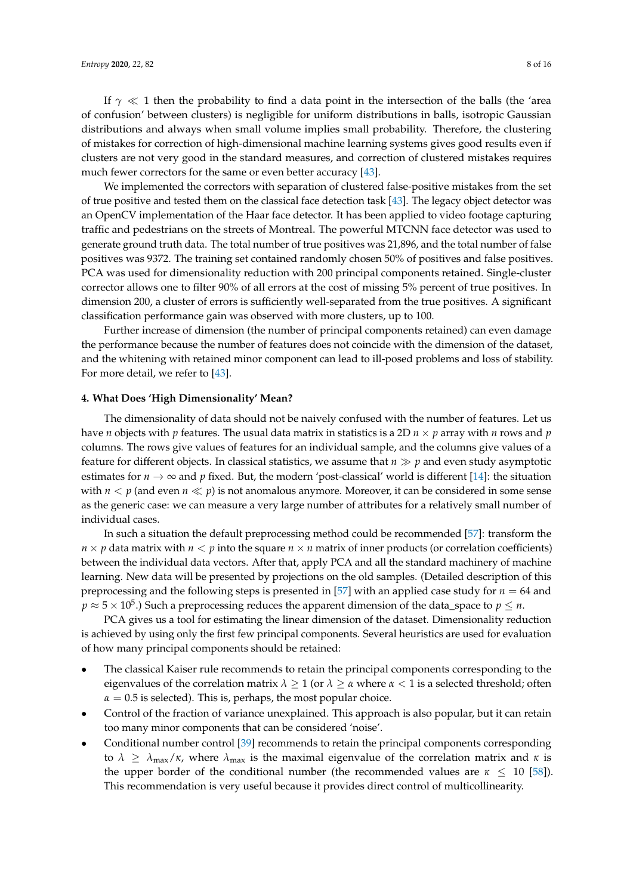If $\gamma \ll 1$ then the probability to find a data point in the intersection of the balls (the 'area of confusion' between clusters) is negligible for uniform distributions in balls, isotropic Gaussian distributions and always when small volume implies small probability. Therefore, the clustering of mistakes for correction of high-dimensional machine learning systems gives good results even if clusters are not very good in the standard measures, and correction of clustered mistakes requires much fewer correctors for the same or even better accuracy [43].

We implemented the correctors with separation of clustered false-positive mistakes from the set of true positive and tested them on the classical face detection task [43]. The legacy object detector was an OpenCV implementation of the Haar face detector. It has been applied to video footage capturing traffic and pedestrians on the streets of Montreal. The powerful MTCNN face detector was used to generate ground truth data. The total number of true positives was 21,896, and the total number of false positives was 9372. The training set contained randomly chosen 50% of positives and false positives. PCA was used for dimensionality reduction with 200 principal components retained. Single-cluster corrector allows one to filter 90% of all errors at the cost of missing 5% percent of true positives. In dimension 200, a cluster of errors is sufficiently well-separated from the true positives. A significant classification performance gain was observed with more clusters, up to 100.

Further increase of dimension (the number of principal components retained) can even damage the performance because the number of features does not coincide with the dimension of the dataset, and the whitening with retained minor component can lead to ill-posed problems and loss of stability. For more detail, we refer to [43].

## 4. What Does 'High Dimensionality' Mean?

The dimensionality of data should not be naively confused with the number of features. Let us have $n$ objects with $p$ features. The usual data matrix in statistics is a 2D $n \times p$ array with $n$ rows and $p$ columns. The rows give values of features for an individual sample, and the columns give values of a feature for different objects. In classical statistics, we assume that $n \gg p$ and even study asymptotic estimates for $n \to \infty$ and $p$ fixed. But, the modern 'post-classical' world is different [14]: the situation with $n < p$ (and even $n \ll p$) is not anomalous anymore. Moreover, it can be considered in some sense as the generic case: we can measure a very large number of attributes for a relatively small number of individual cases.

In such a situation the default preprocessing method could be recommended [57]: transform the $n \times p$ data matrix with $n < p$ into the square $n \times n$ matrix of inner products (or correlation coefficients) between the individual data vectors. After that, apply PCA and all the standard machinery of machine learning. New data will be presented by projections on the old samples. (Detailed description of this preprocessing and the following steps is presented in [57] with an applied case study for $n = 64$ and $p \approx 5 \times 10^5$.) Such a preprocessing reduces the apparent dimension of the data_space to $p \leq n$.

PCA gives us a tool for estimating the linear dimension of the dataset. Dimensionality reduction is achieved by using only the first few principal components. Several heuristics are used for evaluation of how many principal components should be retained:

- The classical Kaiser rule recommends to retain the principal components corresponding to the eigenvalues of the correlation matrix $\lambda \geq 1$ (or $\lambda \geq \alpha$ where $\alpha < 1$ is a selected threshold; often $\alpha = 0.5$ is selected). This is, perhaps, the most popular choice.
- Control of the fraction of variance unexplained. This approach is also popular, but it can retain too many minor components that can be considered 'noise'.
- Conditional number control [39] recommends to retain the principal components corresponding to $\lambda \geq \lambda_{\max}/\kappa$, where $\lambda_{\max}$ is the maximal eigenvalue of the correlation matrix and $\kappa$ is the upper border of the conditional number (the recommended values are $\kappa \leq 10$ [58]). This recommendation is very useful because it provides direct control of multicollinearity.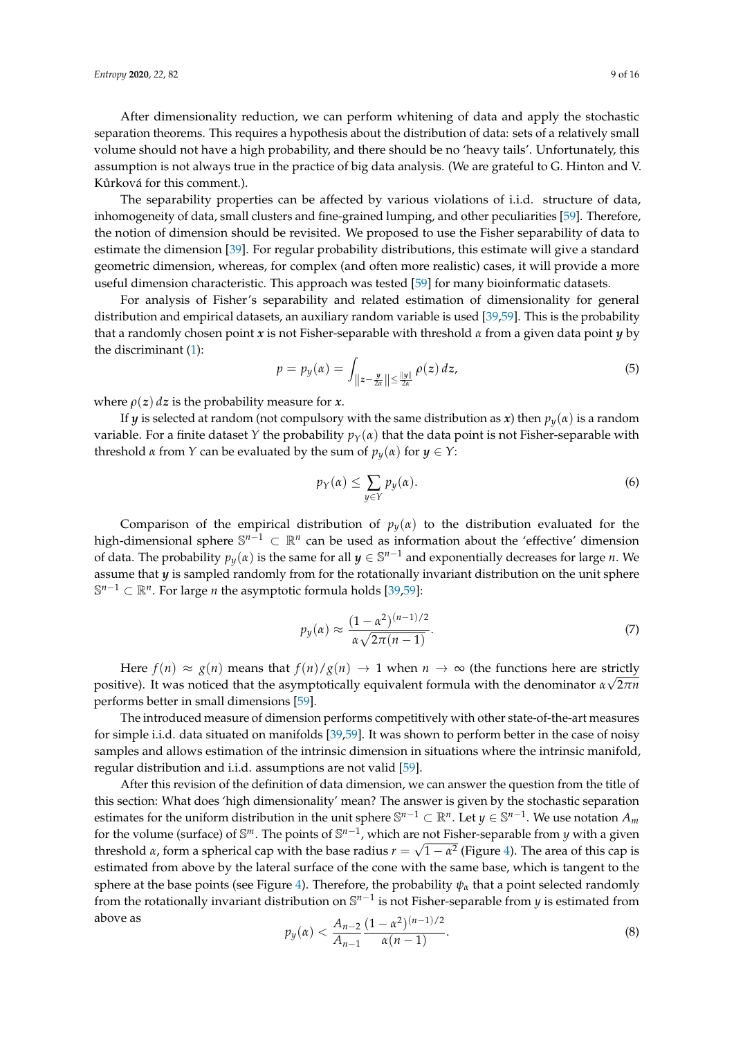After dimensionality reduction, we can perform whitening of data and apply the stochastic separation theorems. This requires a hypothesis about the distribution of data: sets of a relatively small volume should not have a high probability, and there should be no 'heavy tails'. Unfortunately, this assumption is not always true in the practice of big data analysis. (We are grateful to G. Hinton and V. Kůrková for this comment.).

The separability properties can be affected by various violations of i.i.d. structure of data, inhomogeneity of data, small clusters and fine-grained lumping, and other peculiarities [59]. Therefore, the notion of dimension should be revisited. We proposed to use the Fisher separability of data to estimate the dimension [39]. For regular probability distributions, this estimate will give a standard geometric dimension, whereas, for complex (and often more realistic) cases, it will provide a more useful dimension characteristic. This approach was tested [59] for many bioinformatic datasets.

For analysis of Fisher's separability and related estimation of dimensionality for general distribution and empirical datasets, an auxiliary random variable is used [39,59]. This is the probability that a randomly chosen point $\boldsymbol{x}$ is not Fisher-separable with threshold $\alpha$ from a given data point $\boldsymbol{y}$ by the discriminant (1):

$$p = p_{\boldsymbol{y}}(\alpha) = \int_{\left\|\boldsymbol{z}-\frac{\boldsymbol{y}}{2\alpha}\right\| \leq \frac{\|\boldsymbol{y}\|}{2\alpha}} \rho(\boldsymbol{z})\, d\boldsymbol{z}, \tag{5}$$

where $\rho(\boldsymbol{z})\, d\boldsymbol{z}$ is the probability measure for $\boldsymbol{x}$.

If $\boldsymbol{y}$ is selected at random (not compulsory with the same distribution as $\boldsymbol{x}$) then $p_{\boldsymbol{y}}(\alpha)$ is a random variable. For a finite dataset $Y$ the probability $p_Y(\alpha)$ that the data point is not Fisher-separable with threshold $\alpha$ from $Y$ can be evaluated by the sum of $p_{\boldsymbol{y}}(\alpha)$ for $\boldsymbol{y} \in Y$:

$$p_Y(\alpha) \leq \sum_{\boldsymbol{y} \in Y} p_{\boldsymbol{y}}(\alpha). \tag{6}$$

Comparison of the empirical distribution of $p_{\boldsymbol{y}}(\alpha)$ to the distribution evaluated for the high-dimensional sphere $\mathbb{S}^{n-1} \subset \mathbb{R}^n$ can be used as information about the 'effective' dimension of data. The probability $p_{\boldsymbol{y}}(\alpha)$ is the same for all $\boldsymbol{y} \in \mathbb{S}^{n-1}$ and exponentially decreases for large $n$. We assume that $\boldsymbol{y}$ is sampled randomly from for the rotationally invariant distribution on the unit sphere $\mathbb{S}^{n-1} \subset \mathbb{R}^n$. For large $n$ the asymptotic formula holds [39,59]:

$$p_{\boldsymbol{y}}(\alpha) \approx \frac{(1-\alpha^2)^{(n-1)/2}}{\alpha\sqrt{2\pi(n-1)}}. \tag{7}$$

Here $f(n) \approx g(n)$ means that $f(n)/g(n) \to 1$ when $n \to \infty$ (the functions here are strictly positive). It was noticed that the asymptotically equivalent formula with the denominator $\alpha\sqrt{2\pi n}$ performs better in small dimensions [59].

The introduced measure of dimension performs competitively with other state-of-the-art measures for simple i.i.d. data situated on manifolds [39,59]. It was shown to perform better in the case of noisy samples and allows estimation of the intrinsic dimension in situations where the intrinsic manifold, regular distribution and i.i.d. assumptions are not valid [59].

After this revision of the definition of data dimension, we can answer the question from the title of this section: What does 'high dimensionality' mean? The answer is given by the stochastic separation estimates for the uniform distribution in the unit sphere $\mathbb{S}^{n-1} \subset \mathbb{R}^n$. Let $y \in \mathbb{S}^{n-1}$. We use notation $A_m$ for the volume (surface) of $\mathbb{S}^m$. The points of $\mathbb{S}^{n-1}$, which are not Fisher-separable from $y$ with a given threshold $\alpha$, form a spherical cap with the base radius $r = \sqrt{1-\alpha^2}$ (Figure 4). The area of this cap is estimated from above by the lateral surface of the cone with the same base, which is tangent to the sphere at the base points (see Figure 4). Therefore, the probability $\psi_\alpha$ that a point selected randomly from the rotationally invariant distribution on $\mathbb{S}^{n-1}$ is not Fisher-separable from $y$ is estimated from above as

$$p_y(\alpha) < \frac{A_{n-2}}{A_{n-1}} \frac{(1-\alpha^2)^{(n-1)/2}}{\alpha(n-1)}. \tag{8}$$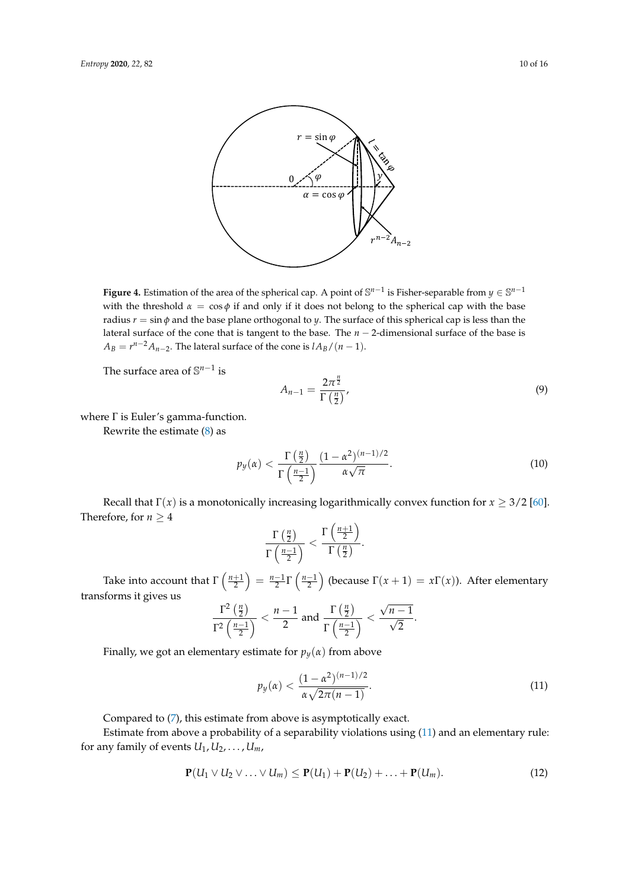**Figure 4.** Estimation of the area of the spherical cap. A point of $\mathbb{S}^{n-1}$ is Fisher-separable from $y \in \mathbb{S}^{n-1}$ with the threshold $\alpha = \cos\phi$ if and only if it does not belong to the spherical cap with the base radius $r = \sin\phi$ and the base plane orthogonal to $y$. The surface of this spherical cap is less than the lateral surface of the cone that is tangent to the base. The $n-2$-dimensional surface of the base is $A_B = r^{n-2}A_{n-2}$. The lateral surface of the cone is $lA_B/(n-1)$.

The surface area of $\mathbb{S}^{n-1}$ is

$$A_{n-1} = \frac{2\pi^{\frac{n}{2}}}{\Gamma\left(\frac{n}{2}\right)}, \tag{9}$$

where $\Gamma$ is Euler's gamma-function.

Rewrite the estimate (8) as

$$p_y(\alpha) < \frac{\Gamma\left(\frac{n}{2}\right)}{\Gamma\left(\frac{n-1}{2}\right)} \frac{(1-\alpha^2)^{(n-1)/2}}{\alpha\sqrt{\pi}}. \tag{10}$$

Recall that $\Gamma(x)$ is a monotonically increasing logarithmically convex function for $x \geq 3/2$ [60]. Therefore, for $n \geq 4$

$$\frac{\Gamma\left(\frac{n}{2}\right)}{\Gamma\left(\frac{n-1}{2}\right)} < \frac{\Gamma\left(\frac{n+1}{2}\right)}{\Gamma\left(\frac{n}{2}\right)}.$$

Take into account that $\Gamma\left(\frac{n+1}{2}\right) = \frac{n-1}{2}\Gamma\left(\frac{n-1}{2}\right)$ (because $\Gamma(x+1) = x\Gamma(x)$). After elementary transforms it gives us

$$\frac{\Gamma^2\left(\frac{n}{2}\right)}{\Gamma^2\left(\frac{n-1}{2}\right)} < \frac{n-1}{2} \text{ and } \frac{\Gamma\left(\frac{n}{2}\right)}{\Gamma\left(\frac{n-1}{2}\right)} < \frac{\sqrt{n-1}}{\sqrt{2}}.$$

Finally, we got an elementary estimate for $p_y(\alpha)$ from above

$$p_y(\alpha) < \frac{(1-\alpha^2)^{(n-1)/2}}{\alpha\sqrt{2\pi(n-1)}}. \tag{11}$$

Compared to (7), this estimate from above is asymptotically exact.

Estimate from above a probability of a separability violations using (11) and an elementary rule: for any family of events $U_1, U_2, \ldots, U_m$,

$$\mathbf{P}(U_1 \vee U_2 \vee \ldots \vee U_m) \leq \mathbf{P}(U_1) + \mathbf{P}(U_2) + \ldots + \mathbf{P}(U_m). \tag{12}$$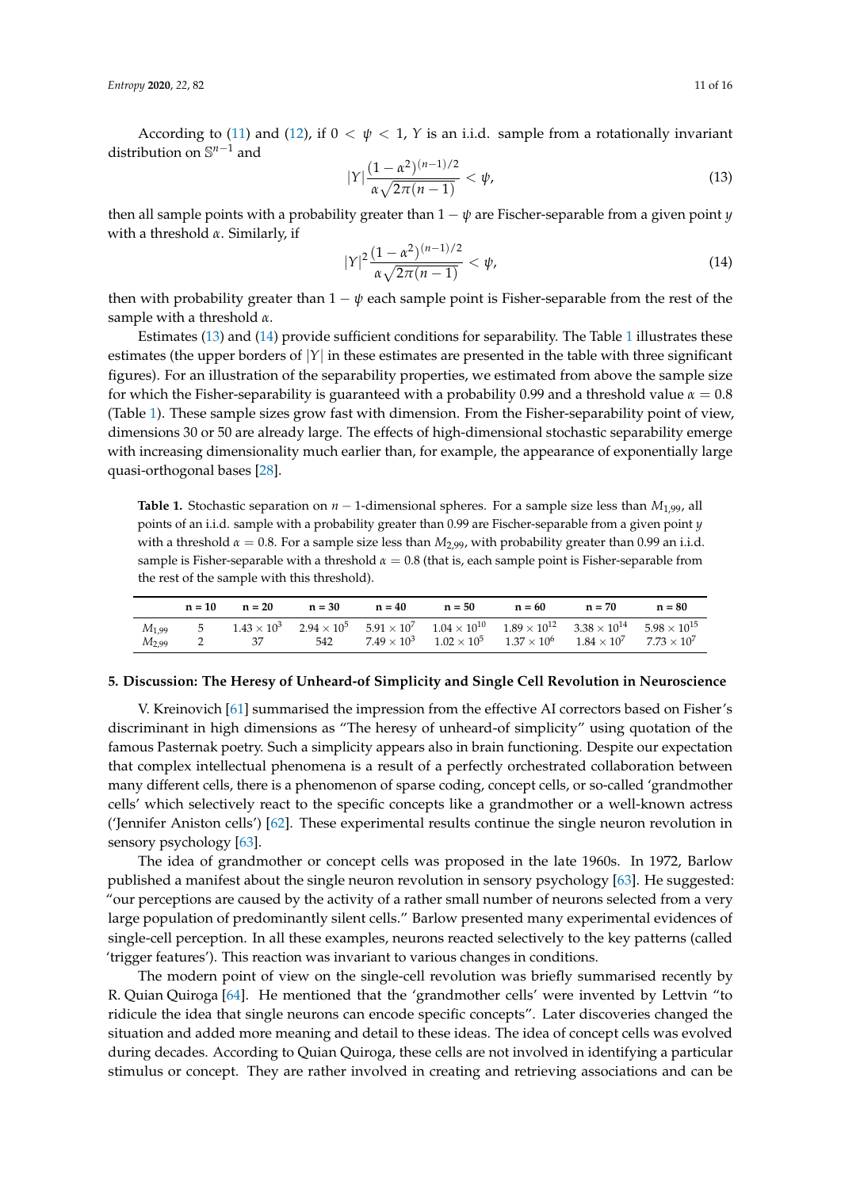According to (11) and (12), if $0 < \psi < 1$, $Y$ is an i.i.d. sample from a rotationally invariant distribution on $\mathbb{S}^{n-1}$ and

$$|Y|\frac{(1-\alpha^2)^{(n-1)/2}}{\alpha\sqrt{2\pi(n-1)}} < \psi, \tag{13}$$

then all sample points with a probability greater than $1-\psi$ are Fischer-separable from a given point $y$ with a threshold $\alpha$. Similarly, if

$$|Y|^2\frac{(1-\alpha^2)^{(n-1)/2}}{\alpha\sqrt{2\pi(n-1)}} < \psi, \tag{14}$$

then with probability greater than $1-\psi$ each sample point is Fisher-separable from the rest of the sample with a threshold $\alpha$.

Estimates (13) and (14) provide sufficient conditions for separability. The Table 1 illustrates these estimates (the upper borders of $|Y|$ in these estimates are presented in the table with three significant figures). For an illustration of the separability properties, we estimated from above the sample size for which the Fisher-separability is guaranteed with a probability 0.99 and a threshold value $\alpha = 0.8$ (Table 1). These sample sizes grow fast with dimension. From the Fisher-separability point of view, dimensions 30 or 50 are already large. The effects of high-dimensional stochastic separability emerge with increasing dimensionality much earlier than, for example, the appearance of exponentially large quasi-orthogonal bases [28].

**Table 1.** Stochastic separation on $n-1$-dimensional spheres. For a sample size less than $M_{1,99}$, all points of an i.i.d. sample with a probability greater than 0.99 are Fischer-separable from a given point $y$ with a threshold $\alpha = 0.8$. For a sample size less than $M_{2,99}$, with probability greater than 0.99 an i.i.d. sample is Fisher-separable with a threshold $\alpha = 0.8$ (that is, each sample point is Fisher-separable from the rest of the sample with this threshold).

| | n = 10 | n = 20 | n = 30 | n = 40 | n = 50 | n = 60 | n = 70 | n = 80 |
|---|---|---|---|---|---|---|---|---|
| $M_{1,99}$ | 5 | $1.43 \times 10^3$ | $2.94 \times 10^5$ | $5.91 \times 10^7$ | $1.04 \times 10^{10}$ | $1.89 \times 10^{12}$ | $3.38 \times 10^{14}$ | $5.98 \times 10^{15}$ |
| $M_{2,99}$ | 2 | 37 | 542 | $7.49 \times 10^3$ | $1.02 \times 10^5$ | $1.37 \times 10^6$ | $1.84 \times 10^7$ | $7.73 \times 10^7$ |

## 5. Discussion: The Heresy of Unheard-of Simplicity and Single Cell Revolution in Neuroscience

V. Kreinovich [61] summarised the impression from the effective AI correctors based on Fisher's discriminant in high dimensions as "The heresy of unheard-of simplicity" using quotation of the famous Pasternak poetry. Such a simplicity appears also in brain functioning. Despite our expectation that complex intellectual phenomena is a result of a perfectly orchestrated collaboration between many different cells, there is a phenomenon of sparse coding, concept cells, or so-called 'grandmother cells' which selectively react to the specific concepts like a grandmother or a well-known actress ('Jennifer Aniston cells') [62]. These experimental results continue the single neuron revolution in sensory psychology [63].

The idea of grandmother or concept cells was proposed in the late 1960s. In 1972, Barlow published a manifest about the single neuron revolution in sensory psychology [63]. He suggested: "our perceptions are caused by the activity of a rather small number of neurons selected from a very large population of predominantly silent cells." Barlow presented many experimental evidences of single-cell perception. In all these examples, neurons reacted selectively to the key patterns (called 'trigger features'). This reaction was invariant to various changes in conditions.

The modern point of view on the single-cell revolution was briefly summarised recently by R. Quian Quiroga [64]. He mentioned that the 'grandmother cells' were invented by Lettvin "to ridicule the idea that single neurons can encode specific concepts". Later discoveries changed the situation and added more meaning and detail to these ideas. The idea of concept cells was evolved during decades. According to Quian Quiroga, these cells are not involved in identifying a particular stimulus or concept. They are rather involved in creating and retrieving associations and can be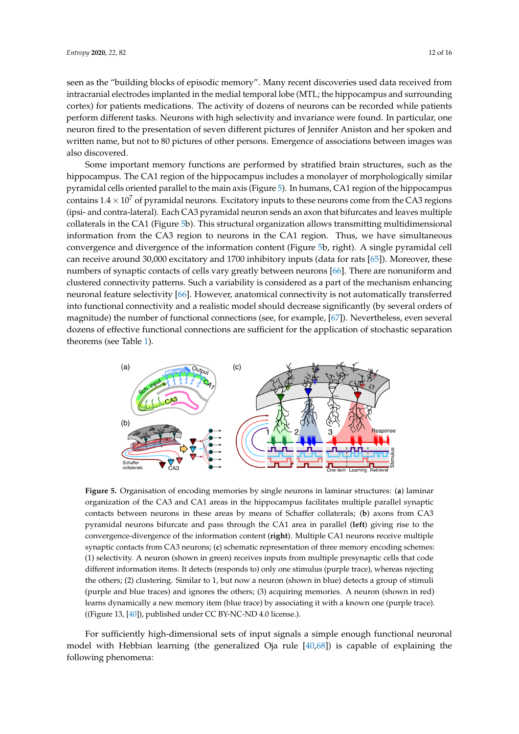seen as the "building blocks of episodic memory". Many recent discoveries used data received from intracranial electrodes implanted in the medial temporal lobe (MTL; the hippocampus and surrounding cortex) for patients medications. The activity of dozens of neurons can be recorded while patients perform different tasks. Neurons with high selectivity and invariance were found. In particular, one neuron fired to the presentation of seven different pictures of Jennifer Aniston and her spoken and written name, but not to 80 pictures of other persons. Emergence of associations between images was also discovered.

Some important memory functions are performed by stratified brain structures, such as the hippocampus. The CA1 region of the hippocampus includes a monolayer of morphologically similar pyramidal cells oriented parallel to the main axis (Figure 5). In humans, CA1 region of the hippocampus contains $1.4 \times 10^7$ of pyramidal neurons. Excitatory inputs to these neurons come from the CA3 regions (ipsi- and contra-lateral). Each CA3 pyramidal neuron sends an axon that bifurcates and leaves multiple collaterals in the CA1 (Figure 5b). This structural organization allows transmitting multidimensional information from the CA3 region to neurons in the CA1 region. Thus, we have simultaneous convergence and divergence of the information content (Figure 5b, right). A single pyramidal cell can receive around 30,000 excitatory and 1700 inhibitory inputs (data for rats [65]). Moreover, these numbers of synaptic contacts of cells vary greatly between neurons [66]. There are nonuniform and clustered connectivity patterns. Such a variability is considered as a part of the mechanism enhancing neuronal feature selectivity [66]. However, anatomical connectivity is not automatically transferred into functional connectivity and a realistic model should decrease significantly (by several orders of magnitude) the number of functional connections (see, for example, [67]). Nevertheless, even several dozens of effective functional connections are sufficient for the application of stochastic separation theorems (see Table 1).

**Figure 5.** Organisation of encoding memories by single neurons in laminar structures: (**a**) laminar organization of the CA3 and CA1 areas in the hippocampus facilitates multiple parallel synaptic contacts between neurons in these areas by means of Schaffer collaterals; (**b**) axons from CA3 pyramidal neurons bifurcate and pass through the CA1 area in parallel (**left**) giving rise to the convergence-divergence of the information content (**right**). Multiple CA1 neurons receive multiple synaptic contacts from CA3 neurons; (**c**) schematic representation of three memory encoding schemes: (1) selectivity. A neuron (shown in green) receives inputs from multiple presynaptic cells that code different information items. It detects (responds to) only one stimulus (purple trace), whereas rejecting the others; (2) clustering. Similar to 1, but now a neuron (shown in blue) detects a group of stimuli (purple and blue traces) and ignores the others; (3) acquiring memories. A neuron (shown in red) learns dynamically a new memory item (blue trace) by associating it with a known one (purple trace). ((Figure 13, [40]), published under CC BY-NC-ND 4.0 license.).

For sufficiently high-dimensional sets of input signals a simple enough functional neuronal model with Hebbian learning (the generalized Oja rule [40,68]) is capable of explaining the following phenomena: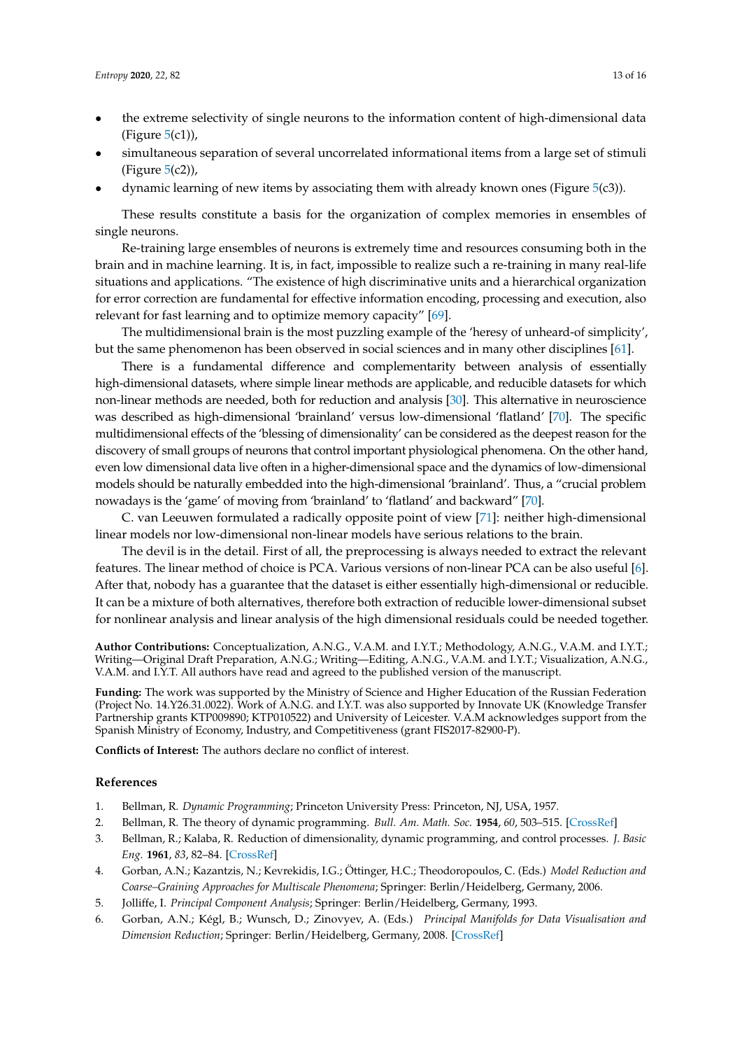- the extreme selectivity of single neurons to the information content of high-dimensional data (Figure 5(c1)),
- simultaneous separation of several uncorrelated informational items from a large set of stimuli (Figure 5(c2)),
- dynamic learning of new items by associating them with already known ones (Figure 5(c3)).

These results constitute a basis for the organization of complex memories in ensembles of single neurons.

Re-training large ensembles of neurons is extremely time and resources consuming both in the brain and in machine learning. It is, in fact, impossible to realize such a re-training in many real-life situations and applications. "The existence of high discriminative units and a hierarchical organization for error correction are fundamental for effective information encoding, processing and execution, also relevant for fast learning and to optimize memory capacity" [69].

The multidimensional brain is the most puzzling example of the 'heresy of unheard-of simplicity', but the same phenomenon has been observed in social sciences and in many other disciplines [61].

There is a fundamental difference and complementarity between analysis of essentially high-dimensional datasets, where simple linear methods are applicable, and reducible datasets for which non-linear methods are needed, both for reduction and analysis [30]. This alternative in neuroscience was described as high-dimensional 'brainland' versus low-dimensional 'flatland' [70]. The specific multidimensional effects of the 'blessing of dimensionality' can be considered as the deepest reason for the discovery of small groups of neurons that control important physiological phenomena. On the other hand, even low dimensional data live often in a higher-dimensional space and the dynamics of low-dimensional models should be naturally embedded into the high-dimensional 'brainland'. Thus, a "crucial problem nowadays is the 'game' of moving from 'brainland' to 'flatland' and backward" [70].

C. van Leeuwen formulated a radically opposite point of view [71]: neither high-dimensional linear models nor low-dimensional non-linear models have serious relations to the brain.

The devil is in the detail. First of all, the preprocessing is always needed to extract the relevant features. The linear method of choice is PCA. Various versions of non-linear PCA can be also useful [6]. After that, nobody has a guarantee that the dataset is either essentially high-dimensional or reducible. It can be a mixture of both alternatives, therefore both extraction of reducible lower-dimensional subset for nonlinear analysis and linear analysis of the high dimensional residuals could be needed together.

**Author Contributions:** Conceptualization, A.N.G., V.A.M. and I.Y.T.; Methodology, A.N.G., V.A.M. and I.Y.T.; Writing—Original Draft Preparation, A.N.G.; Writing—Editing, A.N.G., V.A.M. and I.Y.T.; Visualization, A.N.G., V.A.M. and I.Y.T. All authors have read and agreed to the published version of the manuscript.

**Funding:** The work was supported by the Ministry of Science and Higher Education of the Russian Federation (Project No. 14.Y26.31.0022). Work of A.N.G. and I.Y.T. was also supported by Innovate UK (Knowledge Transfer Partnership grants KTP009890; KTP010522) and University of Leicester. V.A.M acknowledges support from the Spanish Ministry of Economy, Industry, and Competitiveness (grant FIS2017-82900-P).

**Conflicts of Interest:** The authors declare no conflict of interest.

## References

1. Bellman, R. *Dynamic Programming*; Princeton University Press: Princeton, NJ, USA, 1957.
2. Bellman, R. The theory of dynamic programming. *Bull. Am. Math. Soc.* **1954**, *60*, 503–515. [CrossRef]
3. Bellman, R.; Kalaba, R. Reduction of dimensionality, dynamic programming, and control processes. *J. Basic Eng.* **1961**, *83*, 82–84. [CrossRef]
4. Gorban, A.N.; Kazantzis, N.; Kevrekidis, I.G.; Öttinger, H.C.; Theodoropoulos, C. (Eds.) *Model Reduction and Coarse–Graining Approaches for Multiscale Phenomena*; Springer: Berlin/Heidelberg, Germany, 2006.
5. Jolliffe, I. *Principal Component Analysis*; Springer: Berlin/Heidelberg, Germany, 1993.
6. Gorban, A.N.; Kégl, B.; Wunsch, D.; Zinovyev, A. (Eds.) *Principal Manifolds for Data Visualisation and Dimension Reduction*; Springer: Berlin/Heidelberg, Germany, 2008. [CrossRef]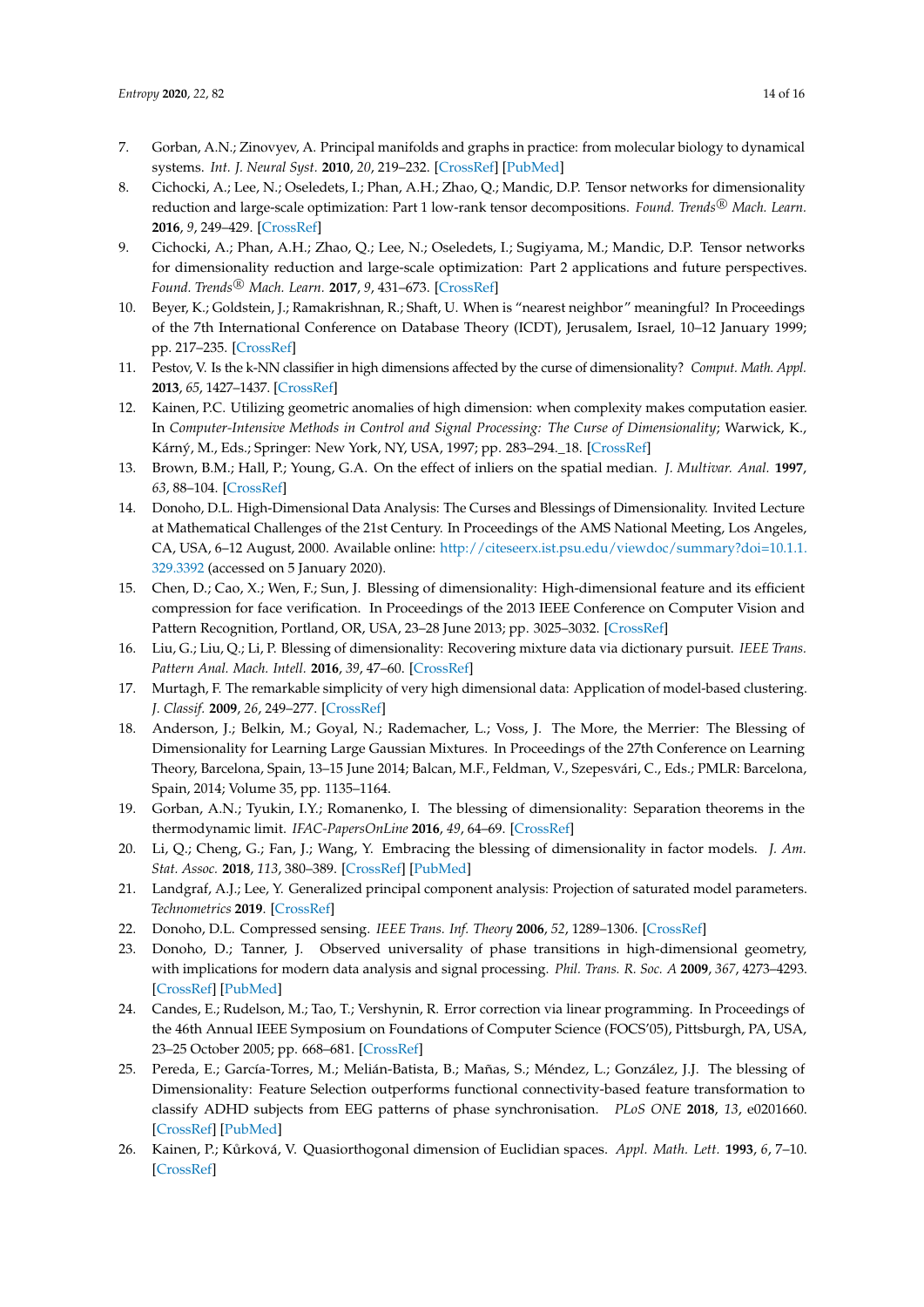7. Gorban, A.N.; Zinovyev, A. Principal manifolds and graphs in practice: from molecular biology to dynamical systems. *Int. J. Neural Syst.* **2010**, *20*, 219–232. [CrossRef] [PubMed]
8. Cichocki, A.; Lee, N.; Oseledets, I.; Phan, A.H.; Zhao, Q.; Mandic, D.P. Tensor networks for dimensionality reduction and large-scale optimization: Part 1 low-rank tensor decompositions. *Found. Trends® Mach. Learn.* **2016**, *9*, 249–429. [CrossRef]
9. Cichocki, A.; Phan, A.H.; Zhao, Q.; Lee, N.; Oseledets, I.; Sugiyama, M.; Mandic, D.P. Tensor networks for dimensionality reduction and large-scale optimization: Part 2 applications and future perspectives. *Found. Trends® Mach. Learn.* **2017**, *9*, 431–673. [CrossRef]
10. Beyer, K.; Goldstein, J.; Ramakrishnan, R.; Shaft, U. When is "nearest neighbor" meaningful? In Proceedings of the 7th International Conference on Database Theory (ICDT), Jerusalem, Israel, 10–12 January 1999; pp. 217–235. [CrossRef]
11. Pestov, V. Is the k-NN classifier in high dimensions affected by the curse of dimensionality? *Comput. Math. Appl.* **2013**, *65*, 1427–1437. [CrossRef]
12. Kainen, P.C. Utilizing geometric anomalies of high dimension: when complexity makes computation easier. In *Computer-Intensive Methods in Control and Signal Processing: The Curse of Dimensionality*; Warwick, K., Kárný, M., Eds.; Springer: New York, NY, USA, 1997; pp. 283–294._18. [CrossRef]
13. Brown, B.M.; Hall, P.; Young, G.A. On the effect of inliers on the spatial median. *J. Multivar. Anal.* **1997**, *63*, 88–104. [CrossRef]
14. Donoho, D.L. High-Dimensional Data Analysis: The Curses and Blessings of Dimensionality. Invited Lecture at Mathematical Challenges of the 21st Century. In Proceedings of the AMS National Meeting, Los Angeles, CA, USA, 6–12 August, 2000. Available online: http://citeseerx.ist.psu.edu/viewdoc/summary?doi=10.1.1.329.3392 (accessed on 5 January 2020).
15. Chen, D.; Cao, X.; Wen, F.; Sun, J. Blessing of dimensionality: High-dimensional feature and its efficient compression for face verification. In Proceedings of the 2013 IEEE Conference on Computer Vision and Pattern Recognition, Portland, OR, USA, 23–28 June 2013; pp. 3025–3032. [CrossRef]
16. Liu, G.; Liu, Q.; Li, P. Blessing of dimensionality: Recovering mixture data via dictionary pursuit. *IEEE Trans. Pattern Anal. Mach. Intell.* **2016**, *39*, 47–60. [CrossRef]
17. Murtagh, F. The remarkable simplicity of very high dimensional data: Application of model-based clustering. *J. Classif.* **2009**, *26*, 249–277. [CrossRef]
18. Anderson, J.; Belkin, M.; Goyal, N.; Rademacher, L.; Voss, J. The More, the Merrier: The Blessing of Dimensionality for Learning Large Gaussian Mixtures. In Proceedings of the 27th Conference on Learning Theory, Barcelona, Spain, 13–15 June 2014; Balcan, M.F., Feldman, V., Szepesvári, C., Eds.; PMLR: Barcelona, Spain, 2014; Volume 35, pp. 1135–1164.
19. Gorban, A.N.; Tyukin, I.Y.; Romanenko, I. The blessing of dimensionality: Separation theorems in the thermodynamic limit. *IFAC-PapersOnLine* **2016**, *49*, 64–69. [CrossRef]
20. Li, Q.; Cheng, G.; Fan, J.; Wang, Y. Embracing the blessing of dimensionality in factor models. *J. Am. Stat. Assoc.* **2018**, *113*, 380–389. [CrossRef] [PubMed]
21. Landgraf, A.J.; Lee, Y. Generalized principal component analysis: Projection of saturated model parameters. *Technometrics* **2019**. [CrossRef]
22. Donoho, D.L. Compressed sensing. *IEEE Trans. Inf. Theory* **2006**, *52*, 1289–1306. [CrossRef]
23. Donoho, D.; Tanner, J. Observed universality of phase transitions in high-dimensional geometry, with implications for modern data analysis and signal processing. *Phil. Trans. R. Soc. A* **2009**, *367*, 4273–4293. [CrossRef] [PubMed]
24. Candes, E.; Rudelson, M.; Tao, T.; Vershynin, R. Error correction via linear programming. In Proceedings of the 46th Annual IEEE Symposium on Foundations of Computer Science (FOCS'05), Pittsburgh, PA, USA, 23–25 October 2005; pp. 668–681. [CrossRef]
25. Pereda, E.; García-Torres, M.; Melián-Batista, B.; Mañas, S.; Méndez, L.; González, J.J. The blessing of Dimensionality: Feature Selection outperforms functional connectivity-based feature transformation to classify ADHD subjects from EEG patterns of phase synchronisation. *PLoS ONE* **2018**, *13*, e0201660. [CrossRef] [PubMed]
26. Kainen, P.; Kůrková, V. Quasiorthogonal dimension of Euclidian spaces. *Appl. Math. Lett.* **1993**, *6*, 7–10. [CrossRef]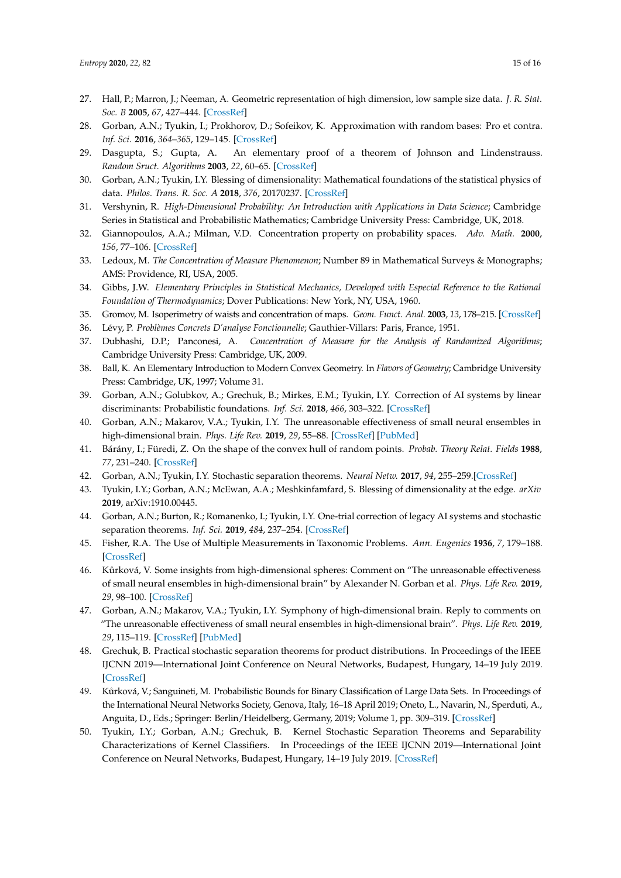27. Hall, P.; Marron, J.; Neeman, A. Geometric representation of high dimension, low sample size data. *J. R. Stat. Soc. B* **2005**, *67*, 427–444. [CrossRef]
28. Gorban, A.N.; Tyukin, I.; Prokhorov, D.; Sofeikov, K. Approximation with random bases: Pro et contra. *Inf. Sci.* **2016**, *364–365*, 129–145. [CrossRef]
29. Dasgupta, S.; Gupta, A. An elementary proof of a theorem of Johnson and Lindenstrauss. *Random Sruct. Algorithms* **2003**, *22*, 60–65. [CrossRef]
30. Gorban, A.N.; Tyukin, I.Y. Blessing of dimensionality: Mathematical foundations of the statistical physics of data. *Philos. Trans. R. Soc. A* **2018**, *376*, 20170237. [CrossRef]
31. Vershynin, R. *High-Dimensional Probability: An Introduction with Applications in Data Science*; Cambridge Series in Statistical and Probabilistic Mathematics; Cambridge University Press: Cambridge, UK, 2018.
32. Giannopoulos, A.A.; Milman, V.D. Concentration property on probability spaces. *Adv. Math.* **2000**, *156*, 77–106. [CrossRef]
33. Ledoux, M. *The Concentration of Measure Phenomenon*; Number 89 in Mathematical Surveys & Monographs; AMS: Providence, RI, USA, 2005.
34. Gibbs, J.W. *Elementary Principles in Statistical Mechanics, Developed with Especial Reference to the Rational Foundation of Thermodynamics*; Dover Publications: New York, NY, USA, 1960.
35. Gromov, M. Isoperimetry of waists and concentration of maps. *Geom. Funct. Anal.* **2003**, *13*, 178–215. [CrossRef]
36. Lévy, P. *Problèmes Concrets D'analyse Fonctionnelle*; Gauthier-Villars: Paris, France, 1951.
37. Dubhashi, D.P.; Panconesi, A. *Concentration of Measure for the Analysis of Randomized Algorithms*; Cambridge University Press: Cambridge, UK, 2009.
38. Ball, K. An Elementary Introduction to Modern Convex Geometry. In *Flavors of Geometry*; Cambridge University Press: Cambridge, UK, 1997; Volume 31.
39. Gorban, A.N.; Golubkov, A.; Grechuk, B.; Mirkes, E.M.; Tyukin, I.Y. Correction of AI systems by linear discriminants: Probabilistic foundations. *Inf. Sci.* **2018**, *466*, 303–322. [CrossRef]
40. Gorban, A.N.; Makarov, V.A.; Tyukin, I.Y. The unreasonable effectiveness of small neural ensembles in high-dimensional brain. *Phys. Life Rev.* **2019**, *29*, 55–88. [CrossRef] [PubMed]
41. Bárány, I.; Füredi, Z. On the shape of the convex hull of random points. *Probab. Theory Relat. Fields* **1988**, *77*, 231–240. [CrossRef]
42. Gorban, A.N.; Tyukin, I.Y. Stochastic separation theorems. *Neural Netw.* **2017**, *94*, 255–259.[CrossRef]
43. Tyukin, I.Y.; Gorban, A.N.; McEwan, A.A.; Meshkinfamfard, S. Blessing of dimensionality at the edge. *arXiv* **2019**, arXiv:1910.00445.
44. Gorban, A.N.; Burton, R.; Romanenko, I.; Tyukin, I.Y. One-trial correction of legacy AI systems and stochastic separation theorems. *Inf. Sci.* **2019**, *484*, 237–254. [CrossRef]
45. Fisher, R.A. The Use of Multiple Measurements in Taxonomic Problems. *Ann. Eugenics* **1936**, *7*, 179–188. [CrossRef]
46. Kůrková, V. Some insights from high-dimensional spheres: Comment on "The unreasonable effectiveness of small neural ensembles in high-dimensional brain" by Alexander N. Gorban et al. *Phys. Life Rev.* **2019**, *29*, 98–100. [CrossRef]
47. Gorban, A.N.; Makarov, V.A.; Tyukin, I.Y. Symphony of high-dimensional brain. Reply to comments on "The unreasonable effectiveness of small neural ensembles in high-dimensional brain". *Phys. Life Rev.* **2019**, *29*, 115–119. [CrossRef] [PubMed]
48. Grechuk, B. Practical stochastic separation theorems for product distributions. In Proceedings of the IEEE IJCNN 2019—International Joint Conference on Neural Networks, Budapest, Hungary, 14–19 July 2019. [CrossRef]
49. Kůrková, V.; Sanguineti, M. Probabilistic Bounds for Binary Classification of Large Data Sets. In Proceedings of the International Neural Networks Society, Genova, Italy, 16–18 April 2019; Oneto, L., Navarin, N., Sperduti, A., Anguita, D., Eds.; Springer: Berlin/Heidelberg, Germany, 2019; Volume 1, pp. 309–319. [CrossRef]
50. Tyukin, I.Y.; Gorban, A.N.; Grechuk, B. Kernel Stochastic Separation Theorems and Separability Characterizations of Kernel Classifiers. In Proceedings of the IEEE IJCNN 2019—International Joint Conference on Neural Networks, Budapest, Hungary, 14–19 July 2019. [CrossRef]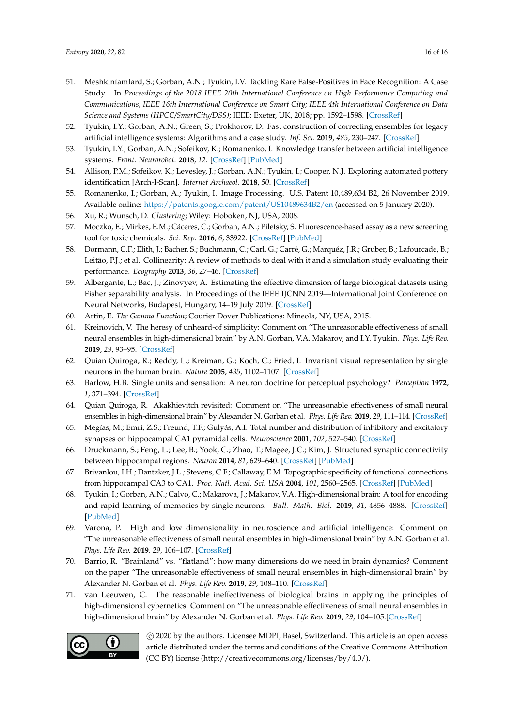51. Meshkinfamfard, S.; Gorban, A.N.; Tyukin, I.V. Tackling Rare False-Positives in Face Recognition: A Case Study. In *Proceedings of the 2018 IEEE 20th International Conference on High Performance Computing and Communications; IEEE 16th International Conference on Smart City; IEEE 4th International Conference on Data Science and Systems (HPCC/SmartCity/DSS)*; IEEE: Exeter, UK, 2018; pp. 1592–1598. [CrossRef]
52. Tyukin, I.Y.; Gorban, A.N.; Green, S.; Prokhorov, D. Fast construction of correcting ensembles for legacy artificial intelligence systems: Algorithms and a case study. *Inf. Sci.* **2019**, *485*, 230–247. [CrossRef]
53. Tyukin, I.Y.; Gorban, A.N.; Sofeikov, K.; Romanenko, I. Knowledge transfer between artificial intelligence systems. *Front. Neurorobot.* **2018**, *12*. [CrossRef] [PubMed]
54. Allison, P.M.; Sofeikov, K.; Levesley, J.; Gorban, A.N.; Tyukin, I.; Cooper, N.J. Exploring automated pottery identification [Arch-I-Scan]. *Internet Archaeol.* **2018**, *50*. [CrossRef]
55. Romanenko, I.; Gorban, A.; Tyukin, I. Image Processing. U.S. Patent 10,489,634 B2, 26 November 2019. Available online: https://patents.google.com/patent/US10489634B2/en (accessed on 5 January 2020).
56. Xu, R.; Wunsch, D. *Clustering*; Wiley: Hoboken, NJ, USA, 2008.
57. Moczko, E.; Mirkes, E.M.; Cáceres, C.; Gorban, A.N.; Piletsky, S. Fluorescence-based assay as a new screening tool for toxic chemicals. *Sci. Rep.* **2016**, *6*, 33922. [CrossRef] [PubMed]
58. Dormann, C.F.; Elith, J.; Bacher, S.; Buchmann, C.; Carl, G.; Carré, G.; Marquéz, J.R.; Gruber, B.; Lafourcade, B.; Leitão, P.J.; et al. Collinearity: A review of methods to deal with it and a simulation study evaluating their performance. *Ecography* **2013**, *36*, 27–46. [CrossRef]
59. Albergante, L.; Bac, J.; Zinovyev, A. Estimating the effective dimension of large biological datasets using Fisher separability analysis. In Proceedings of the IEEE IJCNN 2019—International Joint Conference on Neural Networks, Budapest, Hungary, 14–19 July 2019. [CrossRef]
60. Artin, E. *The Gamma Function*; Courier Dover Publications: Mineola, NY, USA, 2015.
61. Kreinovich, V. The heresy of unheard-of simplicity: Comment on "The unreasonable effectiveness of small neural ensembles in high-dimensional brain" by A.N. Gorban, V.A. Makarov, and I.Y. Tyukin. *Phys. Life Rev.* **2019**, *29*, 93–95. [CrossRef]
62. Quian Quiroga, R.; Reddy, L.; Kreiman, G.; Koch, C.; Fried, I. Invariant visual representation by single neurons in the human brain. *Nature* **2005**, *435*, 1102–1107. [CrossRef]
63. Barlow, H.B. Single units and sensation: A neuron doctrine for perceptual psychology? *Perception* **1972**, *1*, 371–394. [CrossRef]
64. Quian Quiroga, R. Akakhievitch revisited: Comment on "The unreasonable effectiveness of small neural ensembles in high-dimensional brain" by Alexander N. Gorban et al. *Phys. Life Rev.* **2019**, *29*, 111–114. [CrossRef]
65. Megías, M.; Emri, Z.S.; Freund, T.F.; Gulyás, A.I. Total number and distribution of inhibitory and excitatory synapses on hippocampal CA1 pyramidal cells. *Neuroscience* **2001**, *102*, 527–540. [CrossRef]
66. Druckmann, S.; Feng, L.; Lee, B.; Yook, C.; Zhao, T.; Magee, J.C.; Kim, J. Structured synaptic connectivity between hippocampal regions. *Neuron* **2014**, *81*, 629–640. [CrossRef] [PubMed]
67. Brivanlou, I.H.; Dantzker, J.L.; Stevens, C.F.; Callaway, E.M. Topographic specificity of functional connections from hippocampal CA3 to CA1. *Proc. Natl. Acad. Sci. USA* **2004**, *101*, 2560–2565. [CrossRef] [PubMed]
68. Tyukin, I.; Gorban, A.N.; Calvo, C.; Makarova, J.; Makarov, V.A. High-dimensional brain: A tool for encoding and rapid learning of memories by single neurons. *Bull. Math. Biol.* **2019**, *81*, 4856–4888. [CrossRef] [PubMed]
69. Varona, P. High and low dimensionality in neuroscience and artificial intelligence: Comment on "The unreasonable effectiveness of small neural ensembles in high-dimensional brain" by A.N. Gorban et al. *Phys. Life Rev.* **2019**, *29*, 106–107. [CrossRef]
70. Barrio, R. "Brainland" vs. "flatland": how many dimensions do we need in brain dynamics? Comment on the paper "The unreasonable effectiveness of small neural ensembles in high-dimensional brain" by Alexander N. Gorban et al. *Phys. Life Rev.* **2019**, *29*, 108–110. [CrossRef]
71. van Leeuwen, C. The reasonable ineffectiveness of biological brains in applying the principles of high-dimensional cybernetics: Comment on "The unreasonable effectiveness of small neural ensembles in high-dimensional brain" by Alexander N. Gorban et al. *Phys. Life Rev.* **2019**, *29*, 104–105.[CrossRef]

© 2020 by the authors. Licensee MDPI, Basel, Switzerland. This article is an open access article distributed under the terms and conditions of the Creative Commons Attribution (CC BY) license (http://creativecommons.org/licenses/by/4.0/).